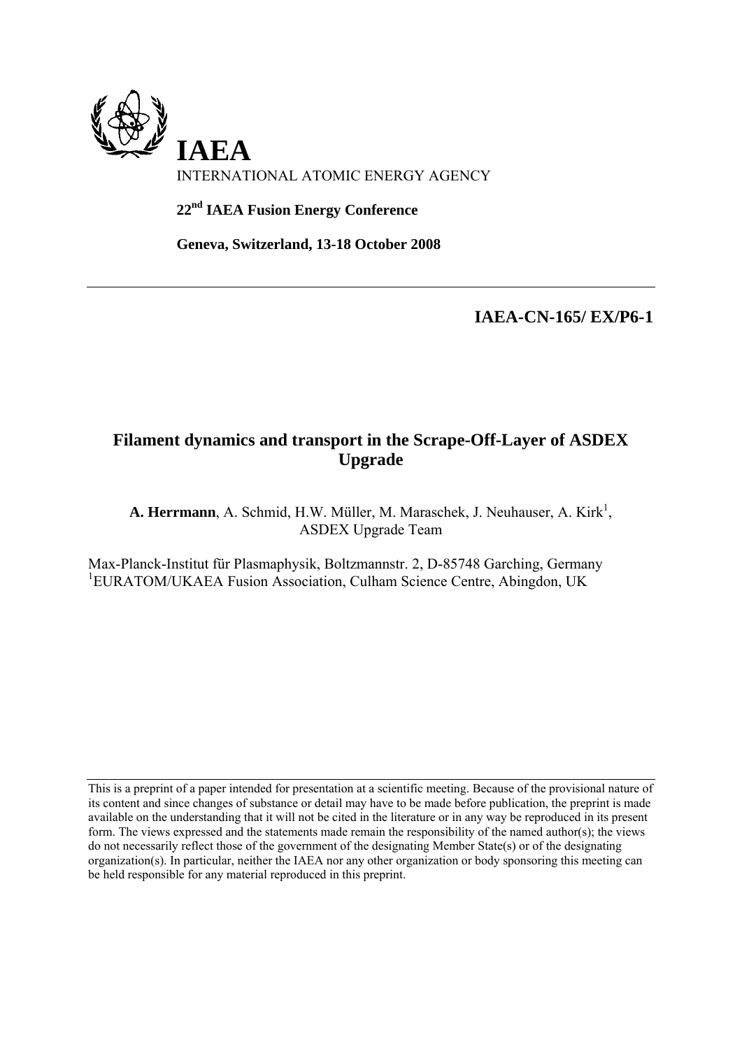**IAEA**

INTERNATIONAL ATOMIC ENERGY AGENCY

**22nd IAEA Fusion Energy Conference**

**Geneva, Switzerland, 13-18 October 2008**

---

**IAEA-CN-165/ EX/P6-1**

# Filament dynamics and transport in the Scrape-Off-Layer of ASDEX Upgrade

**A. Herrmann**, A. Schmid, H.W. Müller, M. Maraschek, J. Neuhauser, A. Kirk[1], ASDEX Upgrade Team

Max-Planck-Institut für Plasmaphysik, Boltzmannstr. 2, D-85748 Garching, Germany
[1]EURATOM/UKAEA Fusion Association, Culham Science Centre, Abingdon, UK

---

This is a preprint of a paper intended for presentation at a scientific meeting. Because of the provisional nature of its content and since changes of substance or detail may have to be made before publication, the preprint is made available on the understanding that it will not be cited in the literature or in any way be reproduced in its present form. The views expressed and the statements made remain the responsibility of the named author(s); the views do not necessarily reflect those of the government of the designating Member State(s) or of the designating organization(s). In particular, neither the IAEA nor any other organization or body sponsoring this meeting can be held responsible for any material reproduced in this preprint.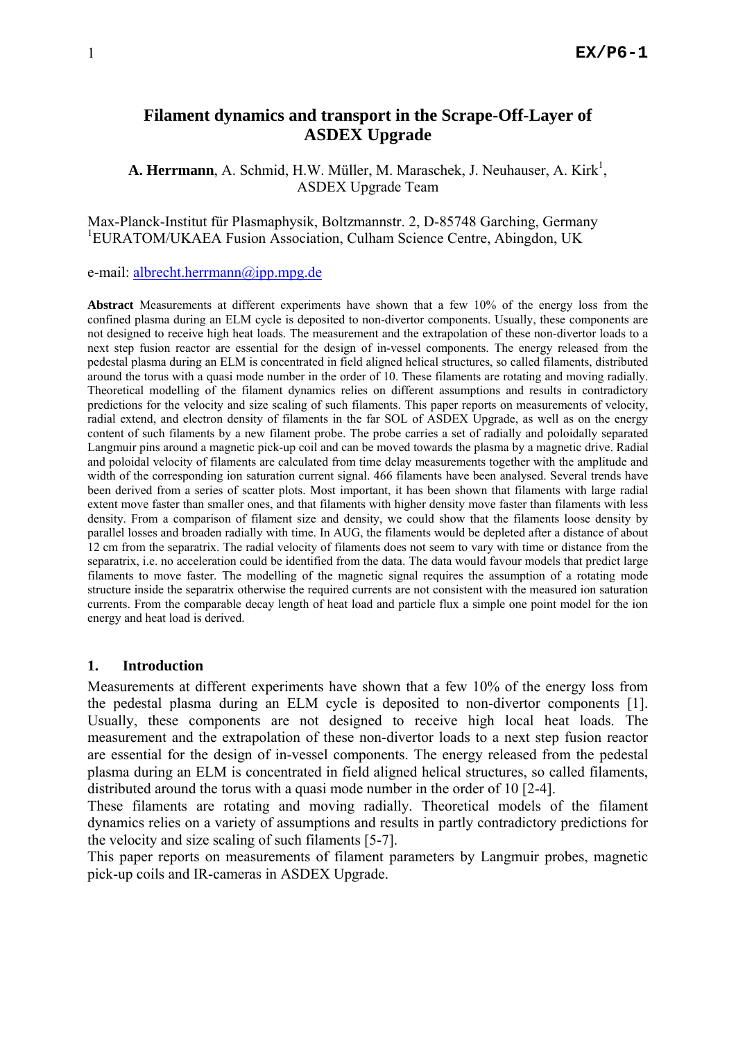# Filament dynamics and transport in the Scrape-Off-Layer of ASDEX Upgrade

**A. Herrmann**, A. Schmid, H.W. Müller, M. Maraschek, J. Neuhauser, A. Kirk[1], ASDEX Upgrade Team

Max-Planck-Institut für Plasmaphysik, Boltzmannstr. 2, D-85748 Garching, Germany
[1]EURATOM/UKAEA Fusion Association, Culham Science Centre, Abingdon, UK

e-mail: albrecht.herrmann@ipp.mpg.de

**Abstract** Measurements at different experiments have shown that a few 10% of the energy loss from the confined plasma during an ELM cycle is deposited to non-divertor components. Usually, these components are not designed to receive high heat loads. The measurement and the extrapolation of these non-divertor loads to a next step fusion reactor are essential for the design of in-vessel components. The energy released from the pedestal plasma during an ELM is concentrated in field aligned helical structures, so called filaments, distributed around the torus with a quasi mode number in the order of 10. These filaments are rotating and moving radially. Theoretical modelling of the filament dynamics relies on different assumptions and results in contradictory predictions for the velocity and size scaling of such filaments. This paper reports on measurements of velocity, radial extend, and electron density of filaments in the far SOL of ASDEX Upgrade, as well as on the energy content of such filaments by a new filament probe. The probe carries a set of radially and poloidally separated Langmuir pins around a magnetic pick-up coil and can be moved towards the plasma by a magnetic drive. Radial and poloidal velocity of filaments are calculated from time delay measurements together with the amplitude and width of the corresponding ion saturation current signal. 466 filaments have been analysed. Several trends have been derived from a series of scatter plots. Most important, it has been shown that filaments with large radial extent move faster than smaller ones, and that filaments with higher density move faster than filaments with less density. From a comparison of filament size and density, we could show that the filaments loose density by parallel losses and broaden radially with time. In AUG, the filaments would be depleted after a distance of about 12 cm from the separatrix. The radial velocity of filaments does not seem to vary with time or distance from the separatrix, i.e. no acceleration could be identified from the data. The data would favour models that predict large filaments to move faster. The modelling of the magnetic signal requires the assumption of a rotating mode structure inside the separatrix otherwise the required currents are not consistent with the measured ion saturation currents. From the comparable decay length of heat load and particle flux a simple one point model for the ion energy and heat load is derived.

## 1. Introduction

Measurements at different experiments have shown that a few 10% of the energy loss from the pedestal plasma during an ELM cycle is deposited to non-divertor components [1]. Usually, these components are not designed to receive high local heat loads. The measurement and the extrapolation of these non-divertor loads to a next step fusion reactor are essential for the design of in-vessel components. The energy released from the pedestal plasma during an ELM is concentrated in field aligned helical structures, so called filaments, distributed around the torus with a quasi mode number in the order of 10 [2-4].

These filaments are rotating and moving radially. Theoretical models of the filament dynamics relies on a variety of assumptions and results in partly contradictory predictions for the velocity and size scaling of such filaments [5-7].

This paper reports on measurements of filament parameters by Langmuir probes, magnetic pick-up coils and IR-cameras in ASDEX Upgrade.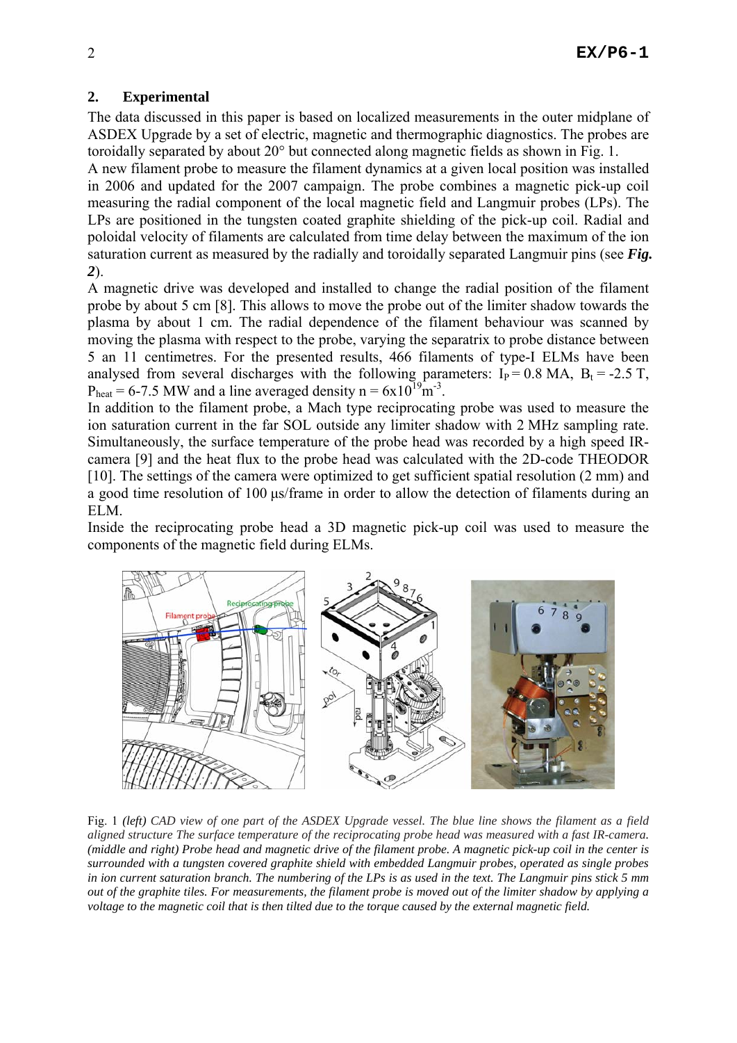## 2. Experimental

The data discussed in this paper is based on localized measurements in the outer midplane of ASDEX Upgrade by a set of electric, magnetic and thermographic diagnostics. The probes are toroidally separated by about 20° but connected along magnetic fields as shown in Fig. 1.

A new filament probe to measure the filament dynamics at a given local position was installed in 2006 and updated for the 2007 campaign. The probe combines a magnetic pick-up coil measuring the radial component of the local magnetic field and Langmuir probes (LPs). The LPs are positioned in the tungsten coated graphite shielding of the pick-up coil. Radial and poloidal velocity of filaments are calculated from time delay between the maximum of the ion saturation current as measured by the radially and toroidally separated Langmuir pins (see ***Fig. 2***).

A magnetic drive was developed and installed to change the radial position of the filament probe by about 5 cm [8]. This allows to move the probe out of the limiter shadow towards the plasma by about 1 cm. The radial dependence of the filament behaviour was scanned by moving the plasma with respect to the probe, varying the separatrix to probe distance between 5 an 11 centimetres. For the presented results, 466 filaments of type-I ELMs have been analysed from several discharges with the following parameters: $I_P = 0.8$ MA, $B_t = -2.5$ T, $P_{heat} = 6\text{-}7.5$ MW and a line averaged density $n = 6 \times 10^{19} m^{-3}$.

In addition to the filament probe, a Mach type reciprocating probe was used to measure the ion saturation current in the far SOL outside any limiter shadow with 2 MHz sampling rate. Simultaneously, the surface temperature of the probe head was recorded by a high speed IR-camera [9] and the heat flux to the probe head was calculated with the 2D-code THEODOR [10]. The settings of the camera were optimized to get sufficient spatial resolution (2 mm) and a good time resolution of 100 μs/frame in order to allow the detection of filaments during an ELM.

Inside the reciprocating probe head a 3D magnetic pick-up coil was used to measure the components of the magnetic field during ELMs.

Fig. 1 *(left) CAD view of one part of the ASDEX Upgrade vessel. The blue line shows the filament as a field aligned structure The surface temperature of the reciprocating probe head was measured with a fast IR-camera. (middle and right) Probe head and magnetic drive of the filament probe. A magnetic pick-up coil in the center is surrounded with a tungsten covered graphite shield with embedded Langmuir probes, operated as single probes in ion current saturation branch. The numbering of the LPs is as used in the text. The Langmuir pins stick 5 mm out of the graphite tiles. For measurements, the filament probe is moved out of the limiter shadow by applying a voltage to the magnetic coil that is then tilted due to the torque caused by the external magnetic field.*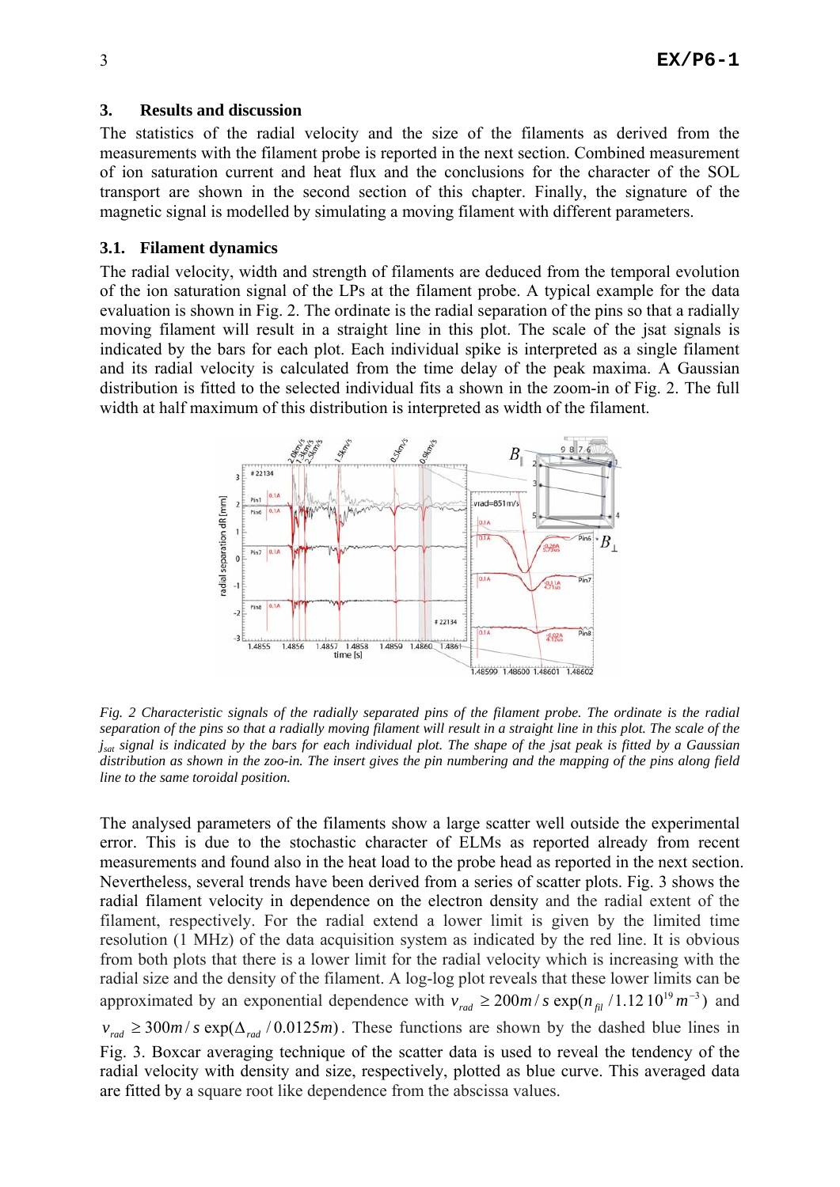## 3. Results and discussion

The statistics of the radial velocity and the size of the filaments as derived from the measurements with the filament probe is reported in the next section. Combined measurement of ion saturation current and heat flux and the conclusions for the character of the SOL transport are shown in the second section of this chapter. Finally, the signature of the magnetic signal is modelled by simulating a moving filament with different parameters.

### 3.1. Filament dynamics

The radial velocity, width and strength of filaments are deduced from the temporal evolution of the ion saturation signal of the LPs at the filament probe. A typical example for the data evaluation is shown in Fig. 2. The ordinate is the radial separation of the pins so that a radially moving filament will result in a straight line in this plot. The scale of the jsat signals is indicated by the bars for each plot. Each individual spike is interpreted as a single filament and its radial velocity is calculated from the time delay of the peak maxima. A Gaussian distribution is fitted to the selected individual fits a shown in the zoom-in of Fig. 2. The full width at half maximum of this distribution is interpreted as width of the filament.

*Fig. 2 Characteristic signals of the radially separated pins of the filament probe. The ordinate is the radial separation of the pins so that a radially moving filament will result in a straight line in this plot. The scale of the $j_{sat}$ signal is indicated by the bars for each individual plot. The shape of the jsat peak is fitted by a Gaussian distribution as shown in the zoo-in. The insert gives the pin numbering and the mapping of the pins along field line to the same toroidal position.*

The analysed parameters of the filaments show a large scatter well outside the experimental error. This is due to the stochastic character of ELMs as reported already from recent measurements and found also in the heat load to the probe head as reported in the next section. Nevertheless, several trends have been derived from a series of scatter plots. Fig. 3 shows the radial filament velocity in dependence on the electron density and the radial extent of the filament, respectively. For the radial extend a lower limit is given by the limited time resolution (1 MHz) of the data acquisition system as indicated by the red line. It is obvious from both plots that there is a lower limit for the radial velocity which is increasing with the radial size and the density of the filament. A log-log plot reveals that these lower limits can be approximated by an exponential dependence with $v_{rad} \geq 200m/s \exp(n_{fil}/1.12\,10^{19}m^{-3})$ and $v_{rad} \geq 300m/s \exp(\Delta_{rad}/0.0125m)$. These functions are shown by the dashed blue lines in Fig. 3. Boxcar averaging technique of the scatter data is used to reveal the tendency of the radial velocity with density and size, respectively, plotted as blue curve. This averaged data are fitted by a square root like dependence from the abscissa values.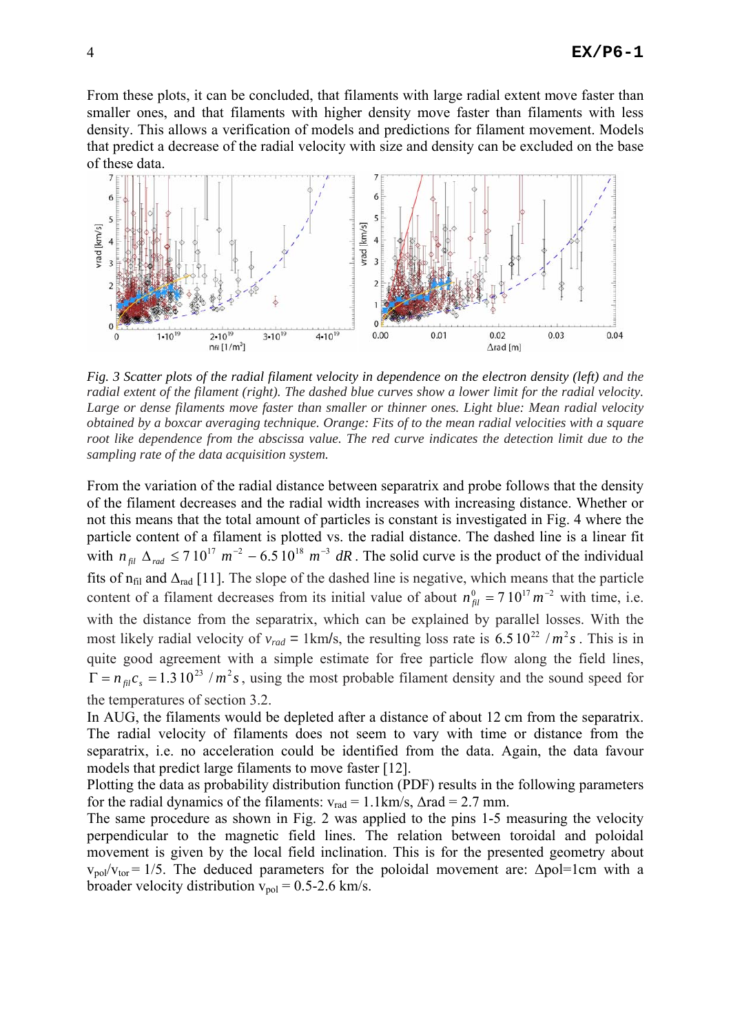From these plots, it can be concluded, that filaments with large radial extent move faster than smaller ones, and that filaments with higher density move faster than filaments with less density. This allows a verification of models and predictions for filament movement. Models that predict a decrease of the radial velocity with size and density can be excluded on the base of these data.

*Fig. 3 Scatter plots of the radial filament velocity in dependence on the electron density (left) and the radial extent of the filament (right). The dashed blue curves show a lower limit for the radial velocity. Large or dense filaments move faster than smaller or thinner ones. Light blue: Mean radial velocity obtained by a boxcar averaging technique. Orange: Fits of to the mean radial velocities with a square root like dependence from the abscissa value. The red curve indicates the detection limit due to the sampling rate of the data acquisition system.*

From the variation of the radial distance between separatrix and probe follows that the density of the filament decreases and the radial width increases with increasing distance. Whether or not this means that the total amount of particles is constant is investigated in Fig. 4 where the particle content of a filament is plotted vs. the radial distance. The dashed line is a linear fit with $n_{fil}\ \Delta_{rad} \leq 7\,10^{17}\ m^{-2} - 6.5\,10^{18}\ m^{-3}\ dR$. The solid curve is the product of the individual fits of $n_{fil}$ and $\Delta_{rad}$ [11]. The slope of the dashed line is negative, which means that the particle content of a filament decreases from its initial value of about $n_{fil}^{0} = 7\,10^{17} m^{-2}$ with time, i.e. with the distance from the separatrix, which can be explained by parallel losses. With the most likely radial velocity of $v_{rad}$ = 1km/s, the resulting loss rate is $6.5\,10^{22}\ /m^2 s$. This is in quite good agreement with a simple estimate for free particle flow along the field lines, $\Gamma = n_{fil} c_s = 1.3\,10^{23}\ /m^2 s$, using the most probable filament density and the sound speed for the temperatures of section 3.2.

In AUG, the filaments would be depleted after a distance of about 12 cm from the separatrix. The radial velocity of filaments does not seem to vary with time or distance from the separatrix, i.e. no acceleration could be identified from the data. Again, the data favour models that predict large filaments to move faster [12].

Plotting the data as probability distribution function (PDF) results in the following parameters for the radial dynamics of the filaments: $v_{rad}$ = 1.1km/s, $\Delta$rad = 2.7 mm.

The same procedure as shown in Fig. 2 was applied to the pins 1-5 measuring the velocity perpendicular to the magnetic field lines. The relation between toroidal and poloidal movement is given by the local field inclination. This is for the presented geometry about $v_{pol}/v_{tor}$ = 1/5. The deduced parameters for the poloidal movement are: $\Delta$pol=1cm with a broader velocity distribution $v_{pol}$ = 0.5-2.6 km/s.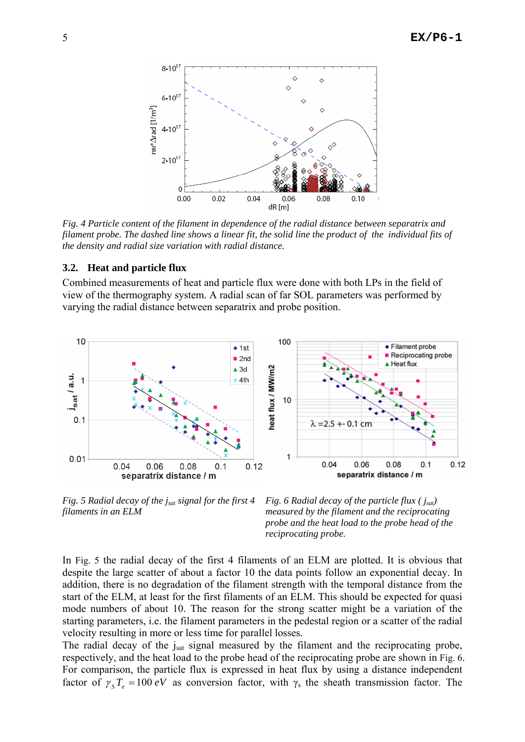*Fig. 4 Particle content of the filament in dependence of the radial distance between separatrix and filament probe. The dashed line shows a linear fit, the solid line the product of the individual fits of the density and radial size variation with radial distance.*

### 3.2. Heat and particle flux

Combined measurements of heat and particle flux were done with both LPs in the field of view of the thermography system. A radial scan of far SOL parameters was performed by varying the radial distance between separatrix and probe position.

*Fig. 5 Radial decay of the $j_{sat}$ signal for the first 4 filaments in an ELM*

*Fig. 6 Radial decay of the particle flux ( $j_{sat}$) measured by the filament and the reciprocating probe and the heat load to the probe head of the reciprocating probe.*

In Fig. 5 the radial decay of the first 4 filaments of an ELM are plotted. It is obvious that despite the large scatter of about a factor 10 the data points follow an exponential decay. In addition, there is no degradation of the filament strength with the temporal distance from the start of the ELM, at least for the first filaments of an ELM. This should be expected for quasi mode numbers of about 10. The reason for the strong scatter might be a variation of the starting parameters, i.e. the filament parameters in the pedestal region or a scatter of the radial velocity resulting in more or less time for parallel losses.

The radial decay of the $j_{sat}$ signal measured by the filament and the reciprocating probe, respectively, and the heat load to the probe head of the reciprocating probe are shown in Fig. 6. For comparison, the particle flux is expressed in heat flux by using a distance independent factor of $\gamma_S T_e = 100\,eV$ as conversion factor, with $\gamma_s$ the sheath transmission factor. The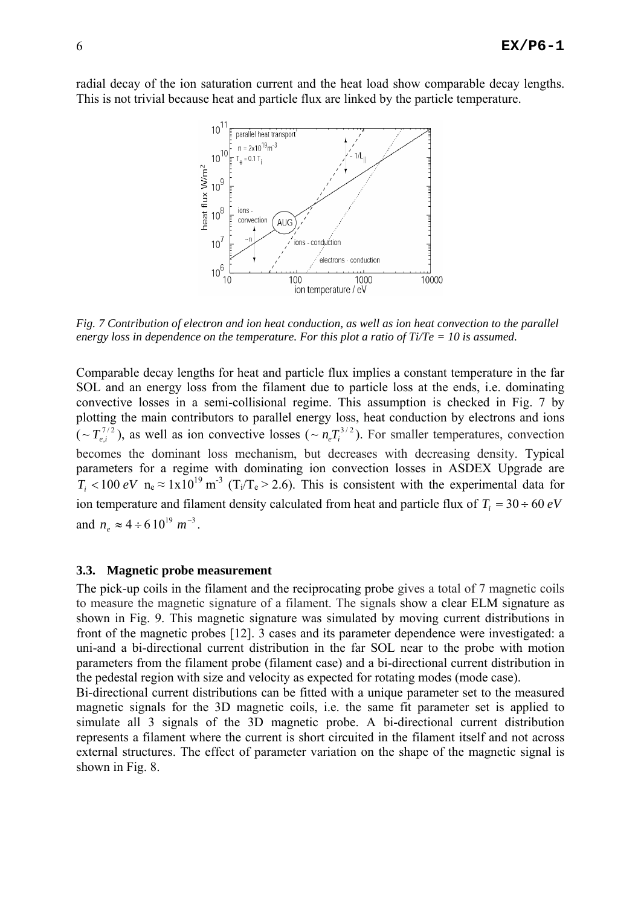radial decay of the ion saturation current and the heat load show comparable decay lengths. This is not trivial because heat and particle flux are linked by the particle temperature.

*Fig. 7 Contribution of electron and ion heat conduction, as well as ion heat convection to the parallel energy loss in dependence on the temperature. For this plot a ratio of Ti/Te = 10 is assumed.*

Comparable decay lengths for heat and particle flux implies a constant temperature in the far SOL and an energy loss from the filament due to particle loss at the ends, i.e. dominating convective losses in a semi-collisional regime. This assumption is checked in Fig. 7 by plotting the main contributors to parallel energy loss, heat conduction by electrons and ions ($\sim T_{e,i}^{7/2}$), as well as ion convective losses ($\sim n_e T_i^{3/2}$). For smaller temperatures, convection becomes the dominant loss mechanism, but decreases with decreasing density. Typical parameters for a regime with dominating ion convection losses in ASDEX Upgrade are $T_i < 100\ eV$ $n_e \approx 1 \times 10^{19}\ m^{-3}$ ($T_i/T_e > 2.6$). This is consistent with the experimental data for ion temperature and filament density calculated from heat and particle flux of $T_i = 30 \div 60\ eV$ and $n_e \approx 4 \div 6\, 10^{19}\ m^{-3}$.

### 3.3. Magnetic probe measurement

The pick-up coils in the filament and the reciprocating probe gives a total of 7 magnetic coils to measure the magnetic signature of a filament. The signals show a clear ELM signature as shown in Fig. 9. This magnetic signature was simulated by moving current distributions in front of the magnetic probes [12]. 3 cases and its parameter dependence were investigated: a uni-and a bi-directional current distribution in the far SOL near to the probe with motion parameters from the filament probe (filament case) and a bi-directional current distribution in the pedestal region with size and velocity as expected for rotating modes (mode case).

Bi-directional current distributions can be fitted with a unique parameter set to the measured magnetic signals for the 3D magnetic coils, i.e. the same fit parameter set is applied to simulate all 3 signals of the 3D magnetic probe. A bi-directional current distribution represents a filament where the current is short circuited in the filament itself and not across external structures. The effect of parameter variation on the shape of the magnetic signal is shown in Fig. 8.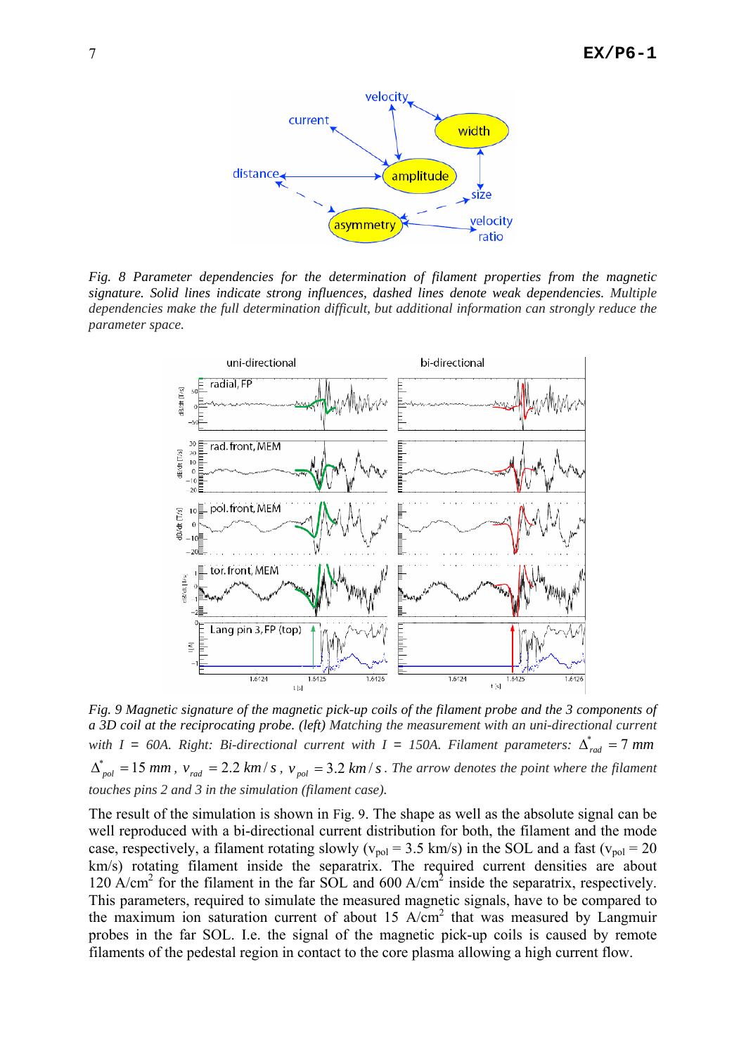*Fig. 8 Parameter dependencies for the determination of filament properties from the magnetic signature. Solid lines indicate strong influences, dashed lines denote weak dependencies. Multiple dependencies make the full determination difficult, but additional information can strongly reduce the parameter space.*

*Fig. 9 Magnetic signature of the magnetic pick-up coils of the filament probe and the 3 components of a 3D coil at the reciprocating probe. (left) Matching the measurement with an uni-directional current with I = 60A. Right: Bi-directional current with I = 150A. Filament parameters:* $\Delta^*_{rad} = 7\ mm$ $\Delta^*_{pol} = 15\ mm$, $v_{rad} = 2.2\ km/s$, $v_{pol} = 3.2\ km/s$. *The arrow denotes the point where the filament touches pins 2 and 3 in the simulation (filament case).*

The result of the simulation is shown in Fig. 9. The shape as well as the absolute signal can be well reproduced with a bi-directional current distribution for both, the filament and the mode case, respectively, a filament rotating slowly ($v_{pol}$ = 3.5 km/s) in the SOL and a fast ($v_{pol}$ = 20 km/s) rotating filament inside the separatrix. The required current densities are about 120 A/cm$^2$ for the filament in the far SOL and 600 A/cm$^2$ inside the separatrix, respectively. This parameters, required to simulate the measured magnetic signals, have to be compared to the maximum ion saturation current of about 15 A/cm$^2$ that was measured by Langmuir probes in the far SOL. I.e. the signal of the magnetic pick-up coils is caused by remote filaments of the pedestal region in contact to the core plasma allowing a high current flow.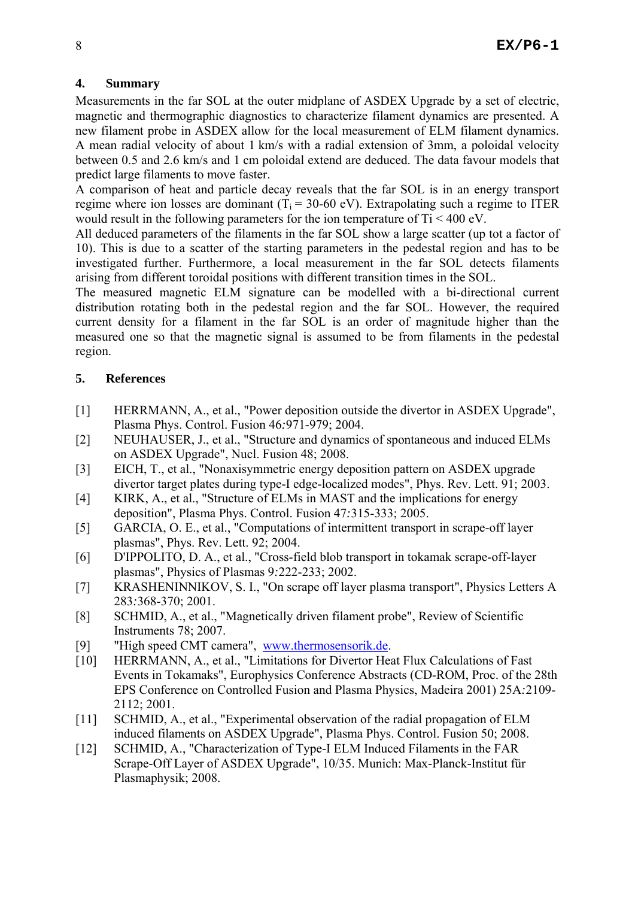## 4. Summary

Measurements in the far SOL at the outer midplane of ASDEX Upgrade by a set of electric, magnetic and thermographic diagnostics to characterize filament dynamics are presented. A new filament probe in ASDEX allow for the local measurement of ELM filament dynamics. A mean radial velocity of about 1 km/s with a radial extension of 3mm, a poloidal velocity between 0.5 and 2.6 km/s and 1 cm poloidal extend are deduced. The data favour models that predict large filaments to move faster.

A comparison of heat and particle decay reveals that the far SOL is in an energy transport regime where ion losses are dominant ($T_i$ = 30-60 eV). Extrapolating such a regime to ITER would result in the following parameters for the ion temperature of Ti < 400 eV.

All deduced parameters of the filaments in the far SOL show a large scatter (up tot a factor of 10). This is due to a scatter of the starting parameters in the pedestal region and has to be investigated further. Furthermore, a local measurement in the far SOL detects filaments arising from different toroidal positions with different transition times in the SOL.

The measured magnetic ELM signature can be modelled with a bi-directional current distribution rotating both in the pedestal region and the far SOL. However, the required current density for a filament in the far SOL is an order of magnitude higher than the measured one so that the magnetic signal is assumed to be from filaments in the pedestal region.

## 5. References

[1] HERRMANN, A., et al., "Power deposition outside the divertor in ASDEX Upgrade", Plasma Phys. Control. Fusion 46:971-979; 2004.

[2] NEUHAUSER, J., et al., "Structure and dynamics of spontaneous and induced ELMs on ASDEX Upgrade", Nucl. Fusion 48; 2008.

[3] EICH, T., et al., "Nonaxisymmetric energy deposition pattern on ASDEX upgrade divertor target plates during type-I edge-localized modes", Phys. Rev. Lett. 91; 2003.

[4] KIRK, A., et al., "Structure of ELMs in MAST and the implications for energy deposition", Plasma Phys. Control. Fusion 47:315-333; 2005.

[5] GARCIA, O. E., et al., "Computations of intermittent transport in scrape-off layer plasmas", Phys. Rev. Lett. 92; 2004.

[6] D'IPPOLITO, D. A., et al., "Cross-field blob transport in tokamak scrape-off-layer plasmas", Physics of Plasmas 9:222-233; 2002.

[7] KRASHENINNIKOV, S. I., "On scrape off layer plasma transport", Physics Letters A 283:368-370; 2001.

[8] SCHMID, A., et al., "Magnetically driven filament probe", Review of Scientific Instruments 78; 2007.

[9] "High speed CMT camera", www.thermosensorik.de.

[10] HERRMANN, A., et al., "Limitations for Divertor Heat Flux Calculations of Fast Events in Tokamaks", Europhysics Conference Abstracts (CD-ROM, Proc. of the 28th EPS Conference on Controlled Fusion and Plasma Physics, Madeira 2001) 25A:2109-2112; 2001.

[11] SCHMID, A., et al., "Experimental observation of the radial propagation of ELM induced filaments on ASDEX Upgrade", Plasma Phys. Control. Fusion 50; 2008.

[12] SCHMID, A., "Characterization of Type-I ELM Induced Filaments in the FAR Scrape-Off Layer of ASDEX Upgrade", 10/35. Munich: Max-Planck-Institut für Plasmaphysik; 2008.